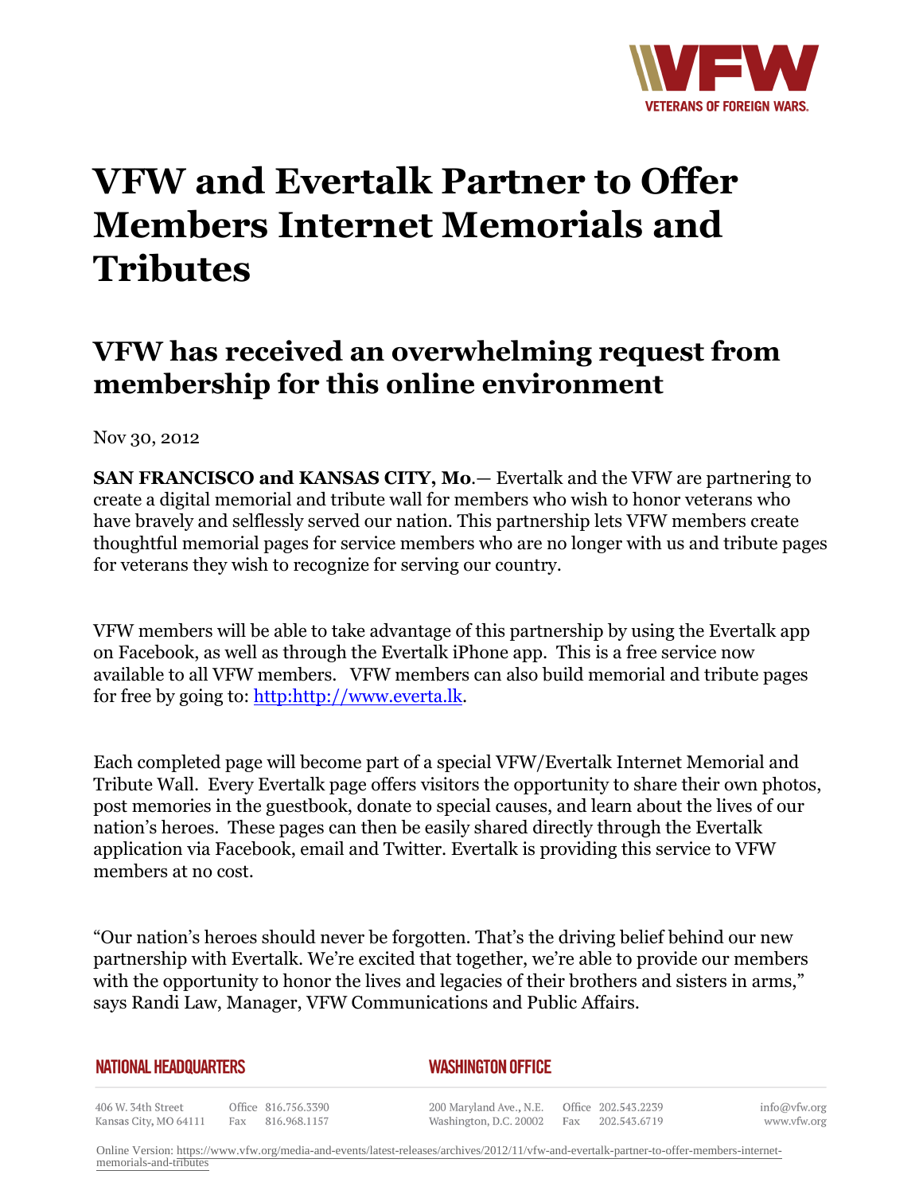# VFW and Evertalk Partner to Offer Members Internet Memorials and Tributes

## VFW has received an overwhelming request from membership for this online environment

Nov 30, 2012

**SAN FRANCISCO and KANSAS CITY, Mo**.— Evertalk and the VFW are partnering to create a digital memorial and tribute wall for members who wish to honor veterans who have bravely and selflessly served our nation. This partnership lets VFW members create thoughtful memorial pages for service members who are no longer with us and tribute pages for veterans they wish to recognize for serving our country.

VFW members will be able to take advantage of this partnership by using the Evertalk app on Facebook, as well as through the Evertalk iPhone app. This is a free service now available to all VFW members. VFW members can also build memorial and tribute pages for free by going to: [http:http://www.everta.lk](http:http://www.everta.lk).

Each completed page will become part of a special VFW/Evertalk Internet Memorial and Tribute Wall. Every Evertalk page offers visitors the opportunity to share their own photos, post memories in the guestbook, donate to special causes, and learn about the lives of our nation's heroes. These pages can then be easily shared directly through the Evertalk application via Facebook, email and Twitter. Evertalk is providing this service to VFW members at no cost.

"Our nation's heroes should never be forgotten. That's the driving belief behind our new partnership with Evertalk. We're excited that together, we're able to provide our members with the opportunity to honor the lives and legacies of their brothers and sisters in arms," says Randi Law, Manager, VFW Communications and Public Affairs.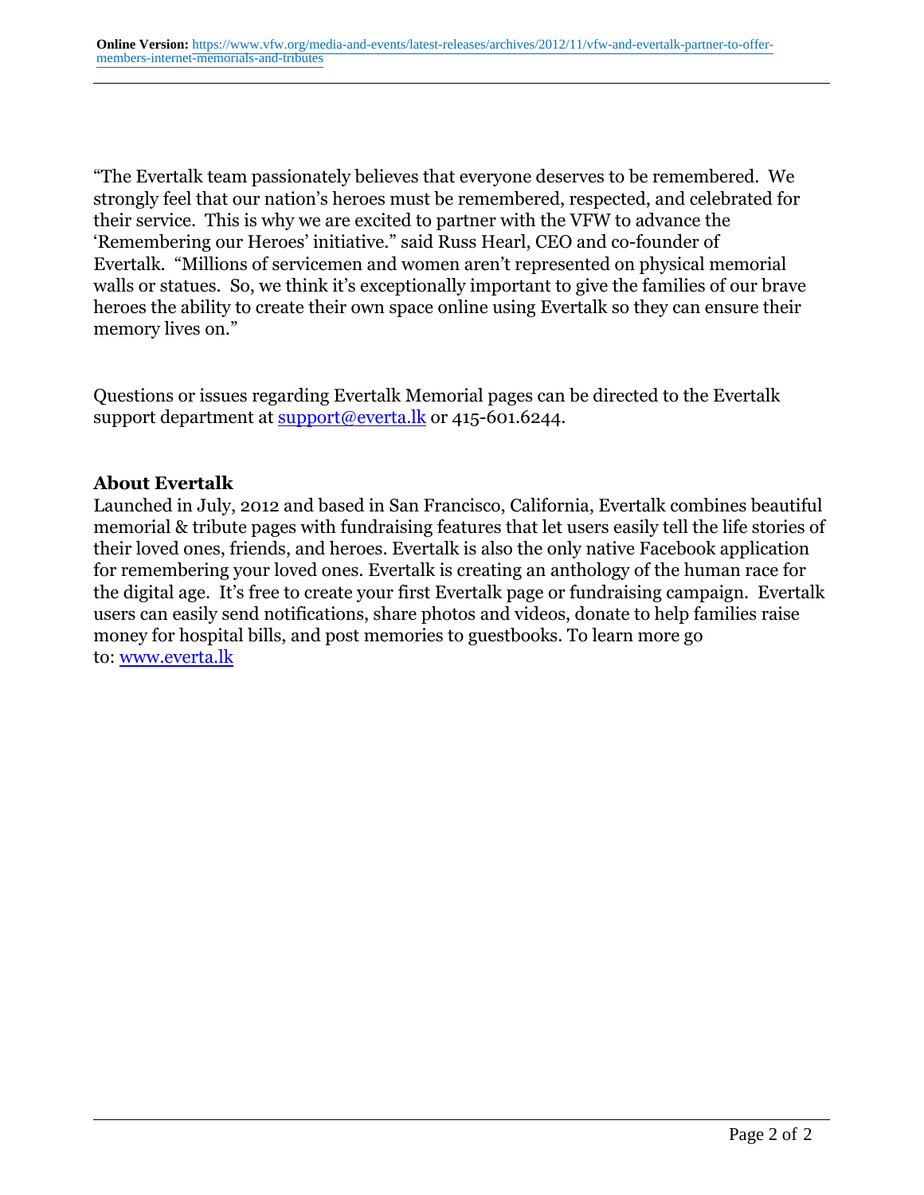“The Evertalk team passionately believes that everyone deserves to be remembered. We strongly feel that our nation’s heroes must be remembered, respected, and celebrated for their service. This is why we are excited to partner with the VFW to advance the ‘Remembering our Heroes’ initiative.” said Russ Hearl, CEO and co-founder of Evertalk. “Millions of servicemen and women aren’t represented on physical memorial walls or statues. So, we think it’s exceptionally important to give the families of our brave heroes the ability to create their own space online using Evertalk so they can ensure their memory lives on.”

Questions or issues regarding Evertalk Memorial pages can be directed to the Evertalk support department at [support@everta.lk](mailto:support@everta.lk) or 415-601.6244.

**About Evertalk**

Launched in July, 2012 and based in San Francisco, California, Evertalk combines beautiful memorial & tribute pages with fundraising features that let users easily tell the life stories of their loved ones, friends, and heroes. Evertalk is also the only native Facebook application for remembering your loved ones. Evertalk is creating an anthology of the human race for the digital age. It’s free to create your first Evertalk page or fundraising campaign. Evertalk users can easily send notifications, share photos and videos, donate to help families raise money for hospital bills, and post memories to guestbooks. To learn more go to: [www.everta.lk](http://www.everta.lk)